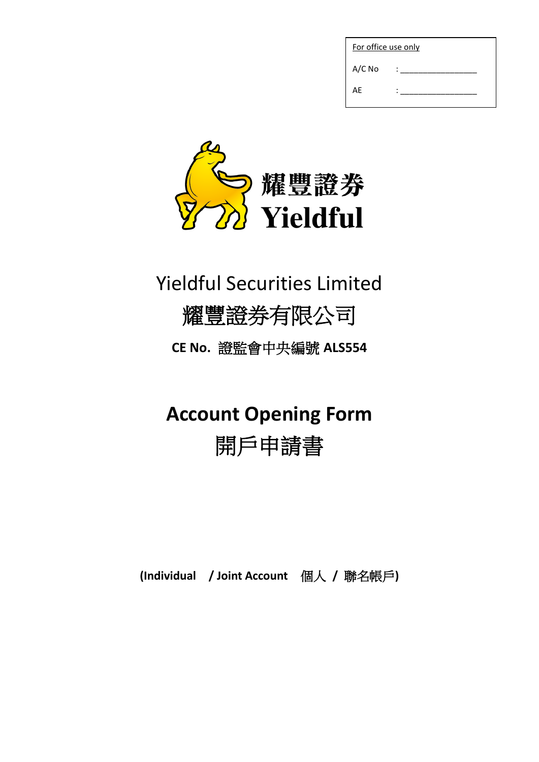| For office use only | |
|---|---|
| A/C No | : ________________ |
| AE | : ________________ |

耀豐證券
Yieldful

# Yieldful Securities Limited

# 耀豐證券有限公司

**CE No. 證監會中央編號 ALS554**

# Account Opening Form
# 開戶申請書

**(Individual / Joint Account 個人 / 聯名帳戶)**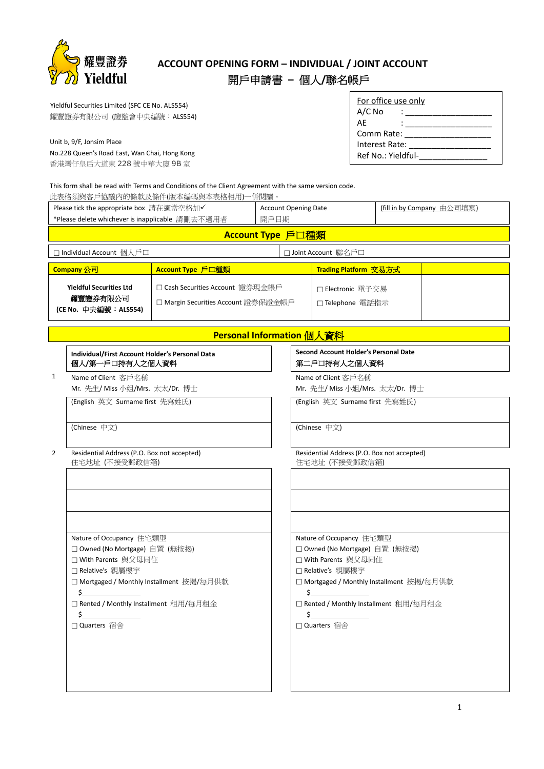耀豐證券 Yieldful

# ACCOUNT OPENING FORM – INDIVIDUAL / JOINT ACCOUNT
# 開戶申請書 – 個人/聯名帳戶

Yieldful Securities Limited (SFC CE No. ALS554)
耀豐證券有限公司 (證監會中央編號：ALS554)

Unit b, 9/F, Jonsim Place
No.228 Queen's Road East, Wan Chai, Hong Kong
香港灣仔皇后大道東 228 號中華大廈 9B 室

| For office use only |
|---|
| A/C No : ___________________ |
| AE : ___________________ |
| Comm Rate: ___________________ |
| Interest Rate: ___________________ |
| Ref No.: Yieldful-_______________ |

This form shall be read with Terms and Conditions of the Client Agreement with the same version code.
此表格須與客戶協議內的條款及條件(版本編碼與本表格相用)一併閱讀。

| Please tick the appropriate box 請在適當空格加✓<br>*Please delete whichever is inapplicable 請刪去不適用者 | Account Opening Date<br>開戶日期 | (fill in by Company 由公司填寫) |
|---|---|---|

## Account Type 戶口種類

| ☐ Individual Account 個人戶口 | ☐ Joint Account 聯名戶口 |
|---|---|

| Company 公司 | Account Type 戶口種類 | Trading Platform 交易方式 | |
|---|---|---|---|
| **Yieldful Securities Ltd**<br>**耀豐證券有限公司**<br>**(CE No. 中央編號：ALS554)** | ☐ Cash Securities Account 證券現金帳戶<br>☐ Margin Securities Account 證券保證金帳戶 | ☐ Electronic 電子交易<br>☐ Telephone 電話指示 | |

## Personal Information 個人資料

| | Individual/First Account Holder's Personal Data<br>個人/第一戶口持有人之個人資料 | Second Account Holder's Personal Date<br>第二戶口持有人之個人資料 |
|---|---|---|
| 1 | Name of Client 客戶名稱<br>Mr. 先生/ Miss 小姐/Mrs. 太太/Dr. 博士 | Name of Client 客戶名稱<br>Mr. 先生/ Miss 小姐/Mrs. 太太/Dr. 博士 |
| | (English 英文 Surname first 先寫姓氏) | (English 英文 Surname first 先寫姓氏) |
| | (Chinese 中文) | (Chinese 中文) |
| 2 | Residential Address (P.O. Box not accepted)<br>住宅地址 (不接受郵政信箱) | Residential Address (P.O. Box not accepted)<br>住宅地址 (不接受郵政信箱) |
| | | |
| | | |
| | | |
| | Nature of Occupancy 住宅類型<br>☐ Owned (No Mortgage) 自置 (無按揭)<br>☐ With Parents 與父母同住<br>☐ Relative's 親屬樓宇<br>☐ Mortgaged / Monthly Installment 按揭/每月供款<br>$__________<br>☐ Rented / Monthly Installment 租用/每月租金<br>$__________<br>☐ Quarters 宿舍 | Nature of Occupancy 住宅類型<br>☐ Owned (No Mortgage) 自置 (無按揭)<br>☐ With Parents 與父母同住<br>☐ Relative's 親屬樓宇<br>☐ Mortgaged / Monthly Installment 按揭/每月供款<br>$__________<br>☐ Rented / Monthly Installment 租用/每月租金<br>$__________<br>☐ Quarters 宿舍 |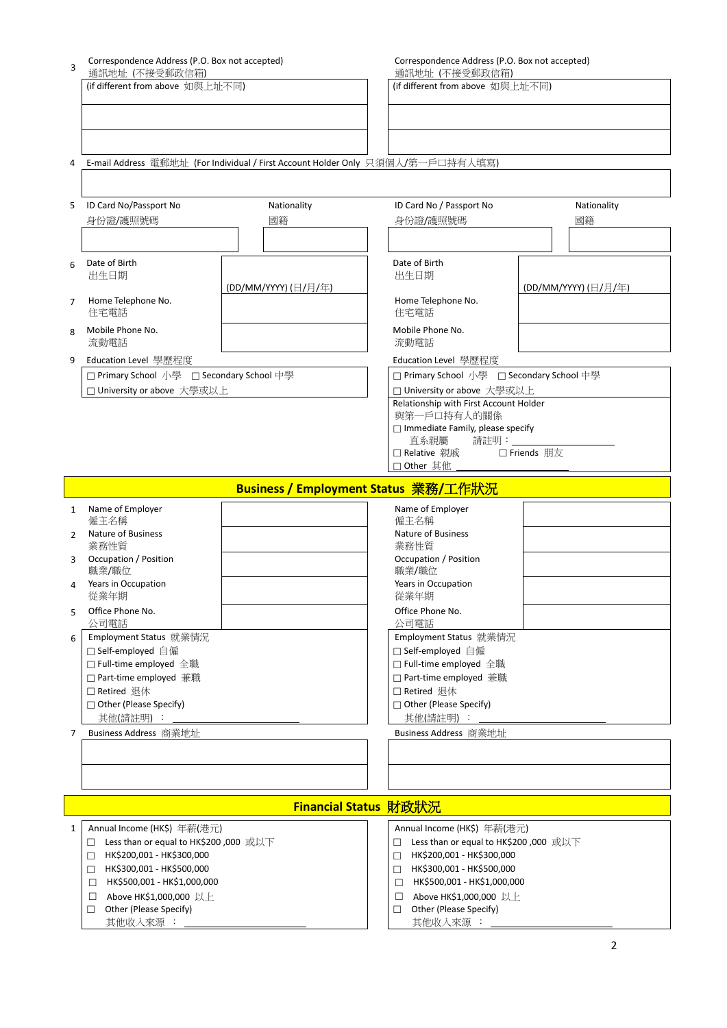| | Individual / First Account Holder | | Second Account Holder | |
|---|---|---|---|---|
| 3 | Correspondence Address (P.O. Box not accepted) 通訊地址 (不接受郵政信箱) (if different from above 如與上址不同) | | Correspondence Address (P.O. Box not accepted) 通訊地址 (不接受郵政信箱) (if different from above 如與上址不同) | |
| 4 | E-mail Address 電郵地址 (For Individual / First Account Holder Only 只須個人/第一戶口持有人填寫) | | | |
| 5 | ID Card No/Passport No 身份證/護照號碼 | Nationality 國籍 | ID Card No / Passport No 身份證/護照號碼 | Nationality 國籍 |
| 6 | Date of Birth 出生日期 | (DD/MM/YYYY) (日/月/年) | Date of Birth 出生日期 | (DD/MM/YYYY) (日/月/年) |
| 7 | Home Telephone No. 住宅電話 | | Home Telephone No. 住宅電話 | |
| 8 | Mobile Phone No. 流動電話 | | Mobile Phone No. 流動電話 | |
| 9 | Education Level 學歷程度 ☐ Primary School 小學 ☐ Secondary School 中學 ☐ University or above 大學或以上 | | Education Level 學歷程度 ☐ Primary School 小學 ☐ Secondary School 中學 ☐ University or above 大學或以上 | |
| | | | Relationship with First Account Holder 與第一戶口持有人的關係 ☐ Immediate Family, please specify 直系親屬 請註明：\_\_\_\_\_\_ ☐ Relative 親戚 ☐ Friends 朋友 ☐ Other 其他 \_\_\_\_\_\_ | |

## Business / Employment Status 業務/工作狀況

| | | | | |
|---|---|---|---|---|
| 1 | Name of Employer 僱主名稱 | | Name of Employer 僱主名稱 | |
| 2 | Nature of Business 業務性質 | | Nature of Business 業務性質 | |
| 3 | Occupation / Position 職業/職位 | | Occupation / Position 職業/職位 | |
| 4 | Years in Occupation 從業年期 | | Years in Occupation 從業年期 | |
| 5 | Office Phone No. 公司電話 | | Office Phone No. 公司電話 | |
| 6 | Employment Status 就業情況 ☐ Self-employed 自僱 ☐ Full-time employed 全職 ☐ Part-time employed 兼職 ☐ Retired 退休 ☐ Other (Please Specify) 其他(請註明) ：\_\_\_\_\_\_ | | Employment Status 就業情況 ☐ Self-employed 自僱 ☐ Full-time employed 全職 ☐ Part-time employed 兼職 ☐ Retired 退休 ☐ Other (Please Specify) 其他(請註明) ：\_\_\_\_\_\_ | |
| 7 | Business Address 商業地址 | | Business Address 商業地址 | |

## Financial Status 財政狀況

| | | |
|---|---|---|
| 1 | Annual Income (HK$) 年薪(港元) ☐ Less than or equal to HK$200 ,000 或以下 ☐ HK$200,001 - HK$300,000 ☐ HK$300,001 - HK$500,000 ☐ HK$500,001 - HK$1,000,000 ☐ Above HK$1,000,000 以上 ☐ Other (Please Specify) 其他收入來源 ：\_\_\_\_\_\_ | Annual Income (HK$) 年薪(港元) ☐ Less than or equal to HK$200 ,000 或以下 ☐ HK$200,001 - HK$300,000 ☐ HK$300,001 - HK$500,000 ☐ HK$500,001 - HK$1,000,000 ☐ Above HK$1,000,000 以上 ☐ Other (Please Specify) 其他收入來源 ：\_\_\_\_\_\_ |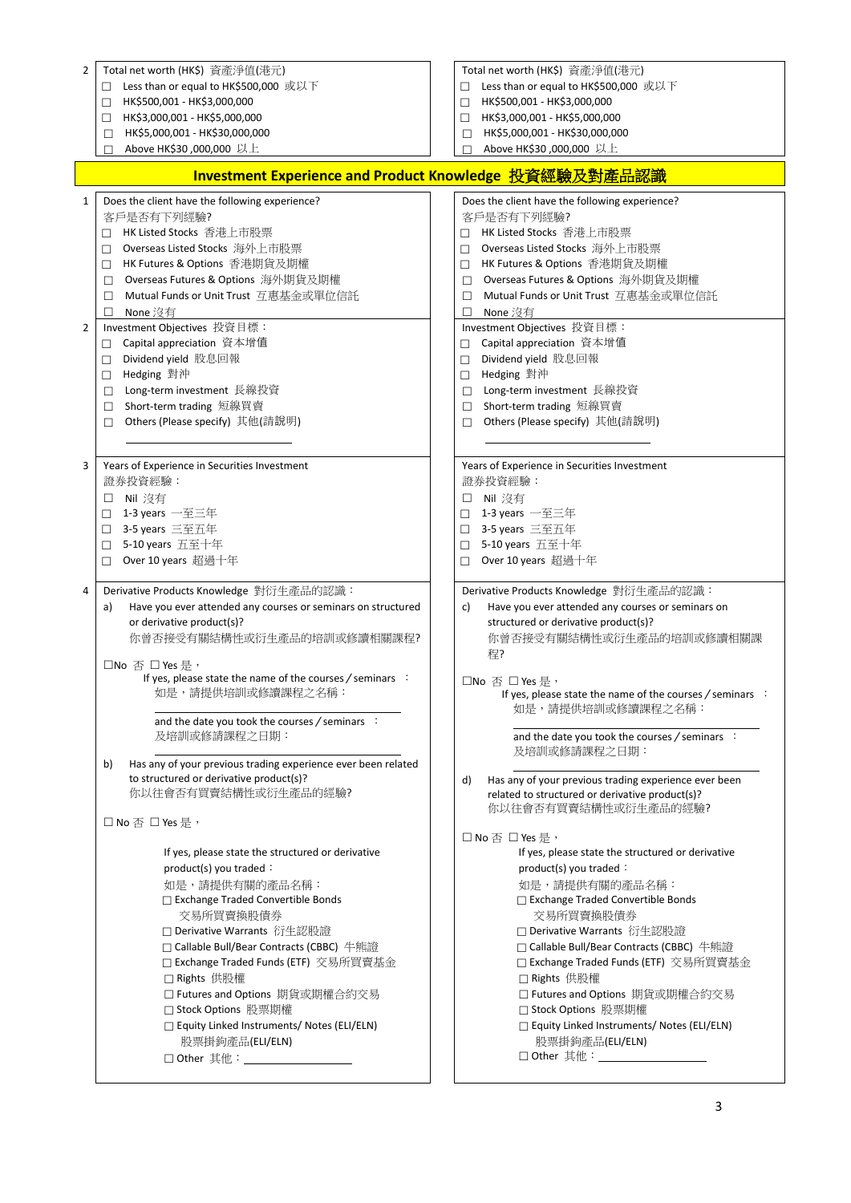| | | |
|---|---|---|
| 2 | Total net worth (HK$) 資產淨值(港元)<br>☐ Less than or equal to HK$500,000 或以下<br>☐ HK$500,001 - HK$3,000,000<br>☐ HK$3,000,001 - HK$5,000,000<br>☐ HK$5,000,001 - HK$30,000,000<br>☐ Above HK$30 ,000,000 以上 | Total net worth (HK$) 資產淨值(港元)<br>☐ Less than or equal to HK$500,000 或以下<br>☐ HK$500,001 - HK$3,000,000<br>☐ HK$3,000,001 - HK$5,000,000<br>☐ HK$5,000,001 - HK$30,000,000<br>☐ Above HK$30 ,000,000 以上 |

## Investment Experience and Product Knowledge 投資經驗及對產品認識

| | | |
|---|---|---|
| 1 | Does the client have the following experience?<br>客戶是否有下列經驗?<br>☐ HK Listed Stocks 香港上市股票<br>☐ Overseas Listed Stocks 海外上市股票<br>☐ HK Futures & Options 香港期貨及期權<br>☐ Overseas Futures & Options 海外期貨及期權<br>☐ Mutual Funds or Unit Trust 互惠基金或單位信託<br>☐ None 沒有 | Does the client have the following experience?<br>客戶是否有下列經驗?<br>☐ HK Listed Stocks 香港上市股票<br>☐ Overseas Listed Stocks 海外上市股票<br>☐ HK Futures & Options 香港期貨及期權<br>☐ Overseas Futures & Options 海外期貨及期權<br>☐ Mutual Funds or Unit Trust 互惠基金或單位信託<br>☐ None 沒有 |
| 2 | Investment Objectives 投資目標：<br>☐ Capital appreciation 資本增值<br>☐ Dividend yield 股息回報<br>☐ Hedging 對沖<br>☐ Long-term investment 長線投資<br>☐ Short-term trading 短線買賣<br>☐ Others (Please specify) 其他(請說明)<br>____________________ | Investment Objectives 投資目標：<br>☐ Capital appreciation 資本增值<br>☐ Dividend yield 股息回報<br>☐ Hedging 對沖<br>☐ Long-term investment 長線投資<br>☐ Short-term trading 短線買賣<br>☐ Others (Please specify) 其他(請說明)<br>____________________ |
| 3 | Years of Experience in Securities Investment<br>證券投資經驗：<br>☐ Nil 沒有<br>☐ 1-3 years 一至三年<br>☐ 3-5 years 三至五年<br>☐ 5-10 years 五至十年<br>☐ Over 10 years 超過十年 | Years of Experience in Securities Investment<br>證券投資經驗：<br>☐ Nil 沒有<br>☐ 1-3 years 一至三年<br>☐ 3-5 years 三至五年<br>☐ 5-10 years 五至十年<br>☐ Over 10 years 超過十年 |
| 4 | Derivative Products Knowledge 對衍生產品的認識：<br>a) Have you ever attended any courses or seminars on structured or derivative product(s)?<br>你曾否接受有關結構性或衍生產品的培訓或修讀相關課程?<br>☐No 否 ☐Yes 是，<br>If yes, please state the name of the courses / seminars ：<br>如是，請提供培訓或修讀課程之名稱：<br>____________________<br>and the date you took the courses / seminars ：<br>及培訓或修讀課程之日期：<br>____________________<br>b) Has any of your previous trading experience ever been related to structured or derivative product(s)?<br>你以往會否有買賣結構性或衍生產品的經驗?<br>☐ No 否 ☐ Yes 是，<br>If yes, please state the structured or derivative product(s) you traded：<br>如是，請提供有關的產品名稱：<br>☐ Exchange Traded Convertible Bonds 交易所買賣換股債券<br>☐ Derivative Warrants 衍生認股證<br>☐ Callable Bull/Bear Contracts (CBBC) 牛熊證<br>☐ Exchange Traded Funds (ETF) 交易所買賣基金<br>☐ Rights 供股權<br>☐ Futures and Options 期貨或期權合約交易<br>☐ Stock Options 股票期權<br>☐ Equity Linked Instruments/ Notes (ELI/ELN) 股票掛鈎產品(ELI/ELN)<br>☐ Other 其他：____________________ | Derivative Products Knowledge 對衍生產品的認識：<br>c) Have you ever attended any courses or seminars on structured or derivative product(s)?<br>你曾否接受有關結構性或衍生產品的培訓或修讀相關課程?<br>☐No 否 ☐Yes 是，<br>If yes, please state the name of the courses / seminars ：<br>如是，請提供培訓或修讀課程之名稱：<br>____________________<br>and the date you took the courses / seminars ：<br>及培訓或修讀課程之日期：<br>____________________<br>d) Has any of your previous trading experience ever been related to structured or derivative product(s)?<br>你以往會否有買賣結構性或衍生產品的經驗?<br>☐ No 否 ☐ Yes 是，<br>If yes, please state the structured or derivative product(s) you traded：<br>如是，請提供有關的產品名稱：<br>☐ Exchange Traded Convertible Bonds 交易所買賣換股債券<br>☐ Derivative Warrants 衍生認股證<br>☐ Callable Bull/Bear Contracts (CBBC) 牛熊證<br>☐ Exchange Traded Funds (ETF) 交易所買賣基金<br>☐ Rights 供股權<br>☐ Futures and Options 期貨或期權合約交易<br>☐ Stock Options 股票期權<br>☐ Equity Linked Instruments/ Notes (ELI/ELN) 股票掛鈎產品(ELI/ELN)<br>☐ Other 其他：____________________ |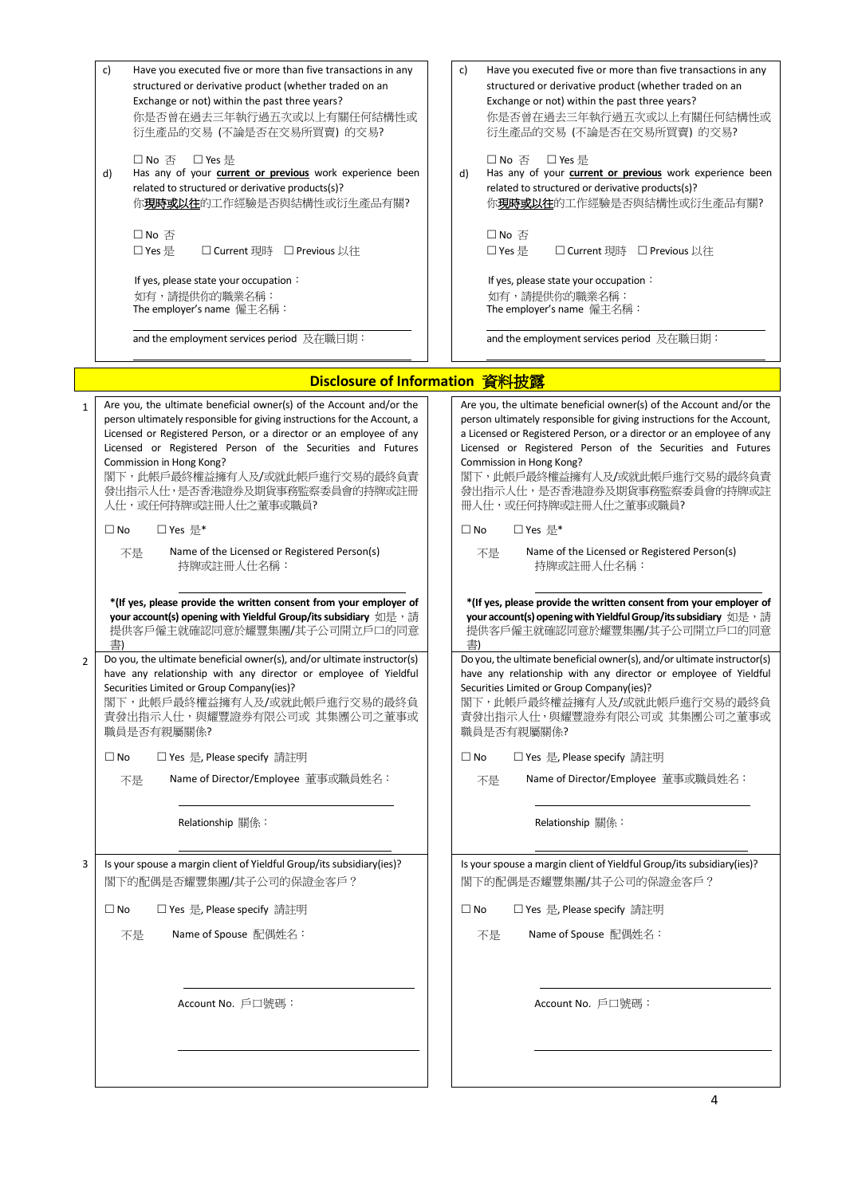c) Have you executed five or more than five transactions in any structured or derivative product (whether traded on an Exchange or not) within the past three years?
你是否曾在過去三年執行過五次或以上有關任何結構性或衍生產品的交易 (不論是否在交易所買賣) 的交易?

☐ No 否 ☐ Yes 是

d) Has any of your **current or previous** work experience been related to structured or derivative products(s)?
你**現時或以往**的工作經驗是否與結構性或衍生產品有關?

☐ No 否
☐ Yes 是 ☐ Current 現時 ☐ Previous 以往

If yes, please state your occupation：
如有，請提供你的職業名稱：
The employer's name 僱主名稱：

and the employment services period 及在職日期：

c) Have you executed five or more than five transactions in any structured or derivative product (whether traded on an Exchange or not) within the past three years?
你是否曾在過去三年執行過五次或以上有關任何結構性或衍生產品的交易 (不論是否在交易所買賣) 的交易?

☐ No 否 ☐ Yes 是

d) Has any of your **current or previous** work experience been related to structured or derivative products(s)?
你**現時或以往**的工作經驗是否與結構性或衍生產品有關?

☐ No 否
☐ Yes 是 ☐ Current 現時 ☐ Previous 以往

If yes, please state your occupation：
如有，請提供你的職業名稱：
The employer's name 僱主名稱：

and the employment services period 及在職日期：

## Disclosure of Information 資料披露

1. Are you, the ultimate beneficial owner(s) of the Account and/or the person ultimately responsible for giving instructions for the Account, a Licensed or Registered Person, or a director or an employee of any Licensed or Registered Person of the Securities and Futures Commission in Hong Kong?
閣下，此帳戶最終權益擁有人及/或就此帳戶進行交易的最終負責發出指示人仕，是否香港證券及期貨事務監察委員會的持牌或註冊人仕，或任何持牌或註冊人仕之董事或職員?

☐ No 不是 ☐ Yes 是*
Name of the Licensed or Registered Person(s) 持牌或註冊人仕名稱：

***(If yes, please provide the written consent from your employer of your account(s) opening with Yieldful Group/its subsidiary** 如是，請提供客戶僱主就確認同意於耀豐集團/其子公司開立戶口的同意書)

2. Do you, the ultimate beneficial owner(s), and/or ultimate instructor(s) have any relationship with any director or employee of Yieldful Securities Limited or Group Company(ies)?
閣下，此帳戶最終權益擁有人及/或就此帳戶進行交易的最終負責發出指示人仕，與耀豐證券有限公司或 其集團公司之董事或職員是否有親屬關係?

☐ No 不是 ☐ Yes 是, Please specify 請註明
Name of Director/Employee 董事或職員姓名：

Relationship 關係：

3. Is your spouse a margin client of Yieldful Group/its subsidiary(ies)?
閣下的配偶是否耀豐集團/其子公司的保證金客戶？

☐ No 不是 ☐ Yes 是, Please specify 請註明
Name of Spouse 配偶姓名：

Account No. 戶口號碼：

1. Are you, the ultimate beneficial owner(s) of the Account and/or the person ultimately responsible for giving instructions for the Account, a Licensed or Registered Person, or a director or an employee of any Licensed or Registered Person of the Securities and Futures Commission in Hong Kong?
閣下，此帳戶最終權益擁有人及/或就此帳戶進行交易的最終負責發出指示人仕，是否香港證券及期貨事務監察委員會的持牌或註冊人仕，或任何持牌或註冊人仕之董事或職員?

☐ No 不是 ☐ Yes 是*
Name of the Licensed or Registered Person(s) 持牌或註冊人仕名稱：

***(If yes, please provide the written consent from your employer of your account(s) opening with Yieldful Group/its subsidiary** 如是，請提供客戶僱主就確認同意於耀豐集團/其子公司開立戶口的同意書)

2. Do you, the ultimate beneficial owner(s), and/or ultimate instructor(s) have any relationship with any director or employee of Yieldful Securities Limited or Group Company(ies)?
閣下，此帳戶最終權益擁有人及/或就此帳戶進行交易的最終負責發出指示人仕，與耀豐證券有限公司或 其集團公司之董事或職員是否有親屬關係?

☐ No 不是 ☐ Yes 是, Please specify 請註明
Name of Director/Employee 董事或職員姓名：

Relationship 關係：

3. Is your spouse a margin client of Yieldful Group/its subsidiary(ies)?
閣下的配偶是否耀豐集團/其子公司的保證金客戶？

☐ No 不是 ☐ Yes 是, Please specify 請註明
Name of Spouse 配偶姓名：

Account No. 戶口號碼：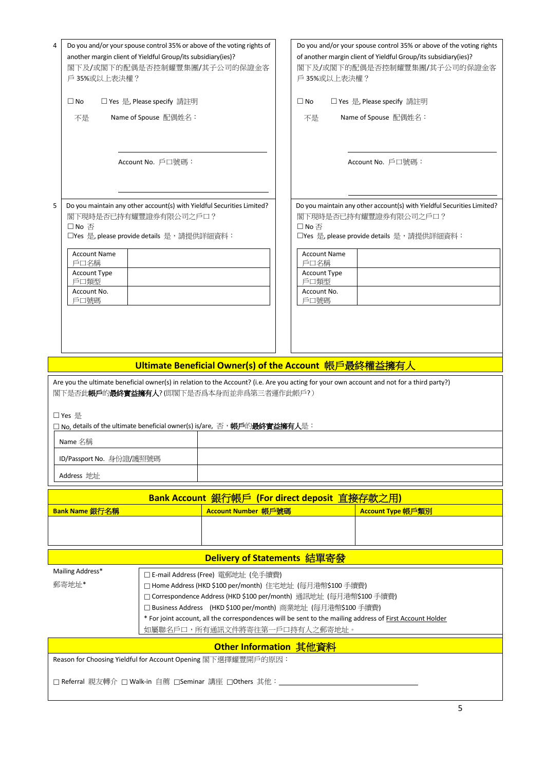| 4 | Do you and/or your spouse control 35% or above of the voting rights of another margin client of Yieldful Group/its subsidiary(ies)?<br>閣下及/或閣下的配偶是否控制耀豐集團/其子公司的保證金客戶 35%或以上表決權？<br><br>☐ No 不是 ☐ Yes 是, Please specify 請註明<br>Name of Spouse 配偶姓名：<br><br>Account No. 戶口號碼： | Do you and/or your spouse control 35% or above of the voting rights of another margin client of Yieldful Group/its subsidiary(ies)?<br>閣下及/或閣下的配偶是否控制耀豐集團/其子公司的保證金客戶 35%或以上表決權？<br><br>☐ No 不是 ☐ Yes 是, Please specify 請註明<br>Name of Spouse 配偶姓名：<br><br>Account No. 戶口號碼： |
|---|---|---|
| 5 | Do you maintain any other account(s) with Yieldful Securities Limited?<br>閣下現時是否已持有耀豐證券有限公司之戶口？<br>☐ No 否<br>☐Yes 是, please provide details 是，請提供詳細資料：<br>Account Name 戶口名稱:<br>Account Type 戶口類型:<br>Account No. 戶口號碼: | Do you maintain any other account(s) with Yieldful Securities Limited?<br>閣下現時是否已持有耀豐證券有限公司之戶口？<br>☐ No 否<br>☐Yes 是, please provide details 是，請提供詳細資料：<br>Account Name 戶口名稱:<br>Account Type 戶口類型:<br>Account No. 戶口號碼: |

## Ultimate Beneficial Owner(s) of the Account 帳戶最終權益擁有人

Are you the ultimate beneficial owner(s) in relation to the Account? (i.e. Are you acting for your own account and not for a third party?)
閣下是否此**帳戶**的**最終實益擁有人**? (即閣下是否爲本身而並非爲第三者運作此帳戶?)

☐ Yes 是

☐ No, details of the ultimate beneficial owner(s) is/are, 否，**帳戶**的**最終實益擁有人**是：

| Name 名稱 | |
|---|---|
| ID/Passport No. 身份證/護照號碼 | |
| Address 地址 | |

## Bank Account 銀行帳戶 (For direct deposit 直接存款之用)

| Bank Name 銀行名稱 | Account Number 帳戶號碼 | Account Type 帳戶類別 |
|---|---|---|
| | | |

## Delivery of Statements 結單寄發

Mailing Address* 郵寄地址*

☐ E-mail Address (Free) 電郵地址 (免手續費)
☐ Home Address (HKD $100 per/month) 住宅地址 (每月港幣$100 手續費)
☐ Correspondence Address (HKD $100 per/month) 通訊地址 (每月港幣$100 手續費)
☐ Business Address (HKD $100 per/month) 商業地址 (每月港幣$100 手續費)

* For joint account, all the correspondences will be sent to the mailing address of First Account Holder
如屬聯名戶口，所有通訊文件將寄往第一戶口持有人之郵寄地址。

## Other Information 其他資料

Reason for Choosing Yieldful for Account Opening 閣下選擇耀豐開戶的原因：

☐ Referral 親友轉介 ☐ Walk-in 自薦 ☐Seminar 講座 ☐Others 其他：______________________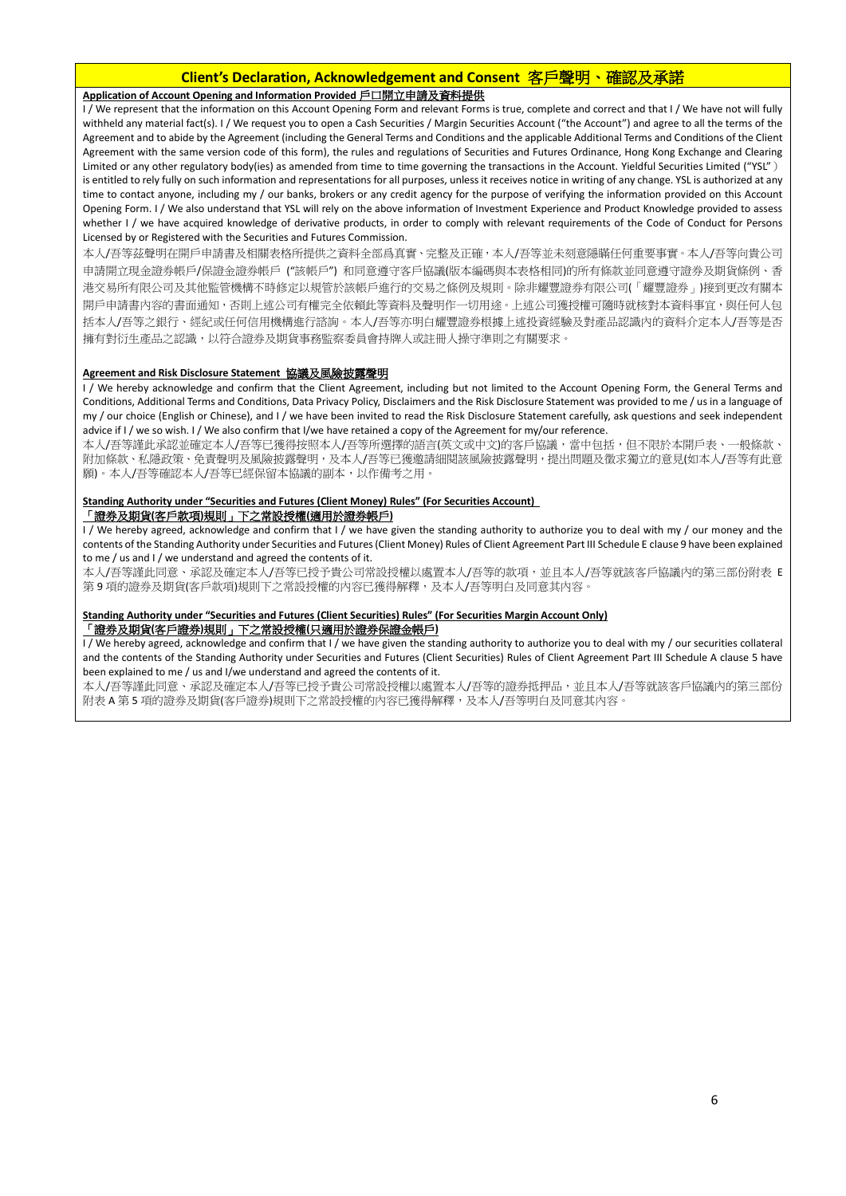## Client's Declaration, Acknowledgement and Consent 客戶聲明、確認及承諾

**Application of Account Opening and Information Provided 戶口開立申請及資料提供**

I / We represent that the information on this Account Opening Form and relevant Forms is true, complete and correct and that I / We have not will fully withheld any material fact(s). I / We request you to open a Cash Securities / Margin Securities Account ("the Account") and agree to all the terms of the Agreement and to abide by the Agreement (including the General Terms and Conditions and the applicable Additional Terms and Conditions of the Client Agreement with the same version code of this form), the rules and regulations of Securities and Futures Ordinance, Hong Kong Exchange and Clearing Limited or any other regulatory body(ies) as amended from time to time governing the transactions in the Account. Yieldful Securities Limited ("YSL") is entitled to rely fully on such information and representations for all purposes, unless it receives notice in writing of any change. YSL is authorized at any time to contact anyone, including my / our banks, brokers or any credit agency for the purpose of verifying the information provided on this Account Opening Form. I / We also understand that YSL will rely on the above information of Investment Experience and Product Knowledge provided to assess whether I / we have acquired knowledge of derivative products, in order to comply with relevant requirements of the Code of Conduct for Persons Licensed by or Registered with the Securities and Futures Commission.

本人/吾等茲聲明在開戶申請書及相關表格所提供之資料全部爲真實、完整及正確，本人/吾等並未刻意隱瞞任何重要事實。本人/吾等向貴公司申請開立現金證券帳戶/保證金證券帳戶 ("該帳戶") 和同意遵守客戶協議(版本編碼與本表格相同)的所有條款並同意遵守證券及期貨條例、香港交易所有限公司及其他監管機構不時修定以規管於該帳戶進行的交易之條例及規則。除非耀豐證券有限公司(「耀豐證券」)接到更改有關本開戶申請書內容的書面通知，否則上述公司有權完全依賴此等資料及聲明作一切用途。上述公司獲授權可隨時就核對本資料事宜，與任何人包括本人/吾等之銀行、經紀或任何信用機構進行諮詢。本人/吾等亦明白耀豐證券根據上述投資經驗及對產品認識內的資料介定本人/吾等是否擁有對衍生產品之認識，以符合證券及期貨事務監察委員會持牌人或註冊人操守準則之有關要求。

**Agreement and Risk Disclosure Statement 協議及風險披露聲明**

I / We hereby acknowledge and confirm that the Client Agreement, including but not limited to the Account Opening Form, the General Terms and Conditions, Additional Terms and Conditions, Data Privacy Policy, Disclaimers and the Risk Disclosure Statement was provided to me / us in a language of my / our choice (English or Chinese), and I / we have been invited to read the Risk Disclosure Statement carefully, ask questions and seek independent advice if I / we so wish. I / We also confirm that I/we have retained a copy of the Agreement for my/our reference.

本人/吾等謹此承認並確定本人/吾等已獲得按照本人/吾等所選擇的語言(英文或中文)的客戶協議，當中包括，但不限於本開戶表、一般條款、附加條款、私隱政策、免責聲明及風險披露聲明，及本人/吾等已獲邀請細閱該風險披露聲明，提出問題及徵求獨立的意見(如本人/吾等有此意願)。本人/吾等確認本人/吾等已經保留本協議的副本，以作備考之用。

**Standing Authority under "Securities and Futures (Client Money) Rules" (For Securities Account)**
**「證券及期貨(客戶款項)規則」下之常設授權(適用於證券帳戶)**

I / We hereby agreed, acknowledge and confirm that I / we have given the standing authority to authorize you to deal with my / our money and the contents of the Standing Authority under Securities and Futures (Client Money) Rules of Client Agreement Part III Schedule E clause 9 have been explained to me / us and I / we understand and agreed the contents of it.

本人/吾等謹此同意、承認及確定本人/吾等已授予貴公司常設授權以處置本人/吾等的款項，並且本人/吾等就該客戶協議內的第三部份附表 E 第 9 項的證券及期貨(客戶款項)規則下之常設授權的內容已獲得解釋，及本人/吾等明白及同意其內容。

**Standing Authority under "Securities and Futures (Client Securities) Rules" (For Securities Margin Account Only)**
**「證券及期貨(客戶證券)規則」下之常設授權(只適用於證券保證金帳戶)**

I / We hereby agreed, acknowledge and confirm that I / we have given the standing authority to authorize you to deal with my / our securities collateral and the contents of the Standing Authority under Securities and Futures (Client Securities) Rules of Client Agreement Part III Schedule A clause 5 have been explained to me / us and I/we understand and agreed the contents of it.

本人/吾等謹此同意、承認及確定本人/吾等已授予貴公司常設授權以處置本人/吾等的證券抵押品，並且本人/吾等就該客戶協議內的第三部份附表 A 第 5 項的證券及期貨(客戶證券)規則下之常設授權的內容已獲得解釋，及本人/吾等明白及同意其內容。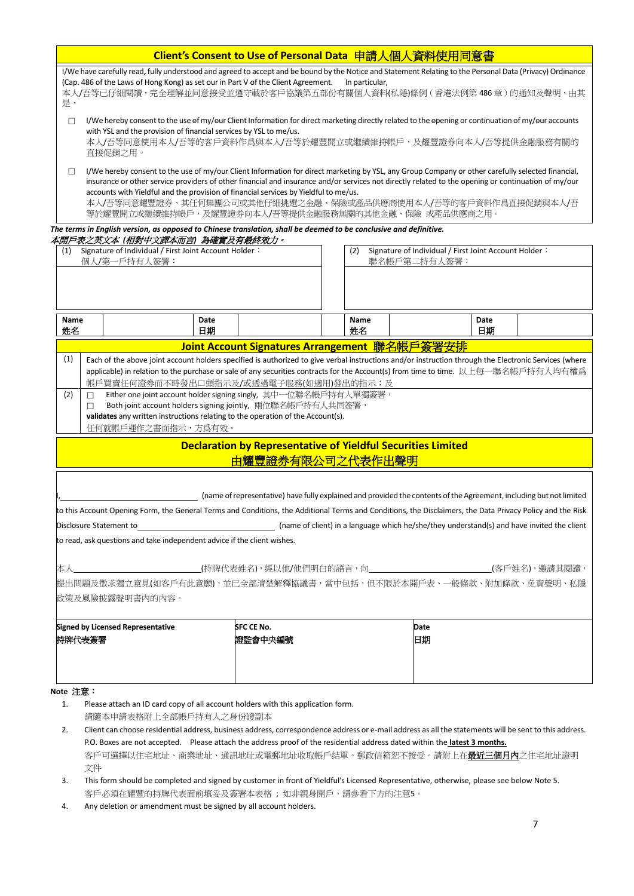## Client's Consent to Use of Personal Data 申請人個人資料使用同意書

I/We have carefully read, fully understood and agreed to accept and be bound by the Notice and Statement Relating to the Personal Data (Privacy) Ordinance (Cap. 486 of the Laws of Hong Kong) as set out in Part V of the Client Agreement. In particular,
本人/吾等已仔細閱讀，完全理解並同意接受並遵守載於客戶協議第五部份有關個人資料(私隱)條例（香港法例第 486 章）的通知及聲明，由其是，

- ☐ I/We hereby consent to the use of my/our Client Information for direct marketing directly related to the opening or continuation of my/our accounts with YSL and the provision of financial services by YSL to me/us.
  本人/吾等同意使用本人/吾等的客戶資料作爲與本人/吾等於耀豐開立或繼續維持帳戶，及耀豐證券向本人/吾等提供金融服務有關的直接促銷之用。

- ☐ I/We hereby consent to the use of my/our Client Information for direct marketing by YSL, any Group Company or other carefully selected financial, insurance or other service providers of other financial and insurance and/or services not directly related to the opening or continuation of my/our accounts with Yieldful and the provision of financial services by Yieldful to me/us.
  本人/吾等同意耀豐證券、其任何集團公司或其他仔細挑選之金融、保險或產品供應商使用本人/吾等的客戶資料作爲直接促銷與本人/吾等於耀豐開立或繼續維持帳戶，及耀豐證券向本人/吾等提供金融服務無關的其他金融、保險 或產品供應商之用。

***The terms in English version, as opposed to Chinese translation, shall be deemed to be conclusive and definitive.***
***本開戶表之英文本 (相對中文譯本而言) 為確實及有最終效力。***

| (1) Signature of Individual / First Joint Account Holder：<br>個人/第一戶持有人簽署： | | | | (2) Signature of Individual / First Joint Account Holder：<br>聯名帳戶第二持有人簽署： | | | |
|---|---|---|---|---|---|---|---|
| | | | | | | | |
| **Name**<br>**姓名** | | **Date**<br>**日期** | | **Name**<br>**姓名** | | **Date**<br>**日期** | |

## Joint Account Signatures Arrangement 聯名帳戶簽署安排

(1) Each of the above joint account holders specified is authorized to give verbal instructions and/or instruction through the Electronic Services (where applicable) in relation to the purchase or sale of any securities contracts for the Account(s) from time to time. 以上每一聯名帳戶持有人均有權爲帳戶買賣任何證券而不時發出口頭指示及/或透過電子服務(如適用)發出的指示；及

(2) ☐ Either one joint account holder signing singly, 其中一位聯名帳戶持有人單獨簽署，
☐ Both joint account holders signing jointly, 兩位聯名帳戶持有人共同簽署，
**validates** any written instructions relating to the operation of the Account(s).
任何就帳戶運作之書面指示，方爲有效。

## Declaration by Representative of Yieldful Securities Limited
## 由耀豐證券有限公司之代表作出聲明

I, ______________________ (name of representative) have fully explained and provided the contents of the Agreement, including but not limited to this Account Opening Form, the General Terms and Conditions, the Additional Terms and Conditions, the Disclaimers, the Data Privacy Policy and the Risk Disclosure Statement to ______________________ (name of client) in a language which he/she/they understand(s) and have invited the client to read, ask questions and take independent advice if the client wishes.

本人______________________(持牌代表姓名)，經以他/他們明白的語言，向______________________(客戶姓名)，邀請其閱讀，提出問題及徵求獨立意見(如客戶有此意願)，並已全部清楚解釋協議書，當中包括，但不限於本開戶表、一般條款、附加條款、免責聲明、私隱政策及風險披露聲明書內的內容。

| **Signed by Licensed Representative**<br>**持牌代表簽署** | **SFC CE No.**<br>**證監會中央編號** | **Date**<br>**日期** |
|---|---|---|
| | | |

**Note 注意：**

1. Please attach an ID card copy of all account holders with this application form.
   請隨本申請表格附上全部帳戶持有人之身份證副本
2. Client can choose residential address, business address, correspondence address or e-mail address as all the statements will be sent to this address. P.O. Boxes are not accepted. Please attach the address proof of the residential address dated within the **latest 3 months.**
   客戶可選擇以住宅地址、商業地址、通訊地址或電郵地址收取帳戶結單。郵政信箱恕不接受。請附上在**最近三個月內**之住宅地址證明文件
3. This form should be completed and signed by customer in front of Yieldful's Licensed Representative, otherwise, please see below Note 5.
   客戶必須在耀豐的持牌代表面前填妥及簽署本表格；如非親身開戶，請參看下方的注意5。
4. Any deletion or amendment must be signed by all account holders.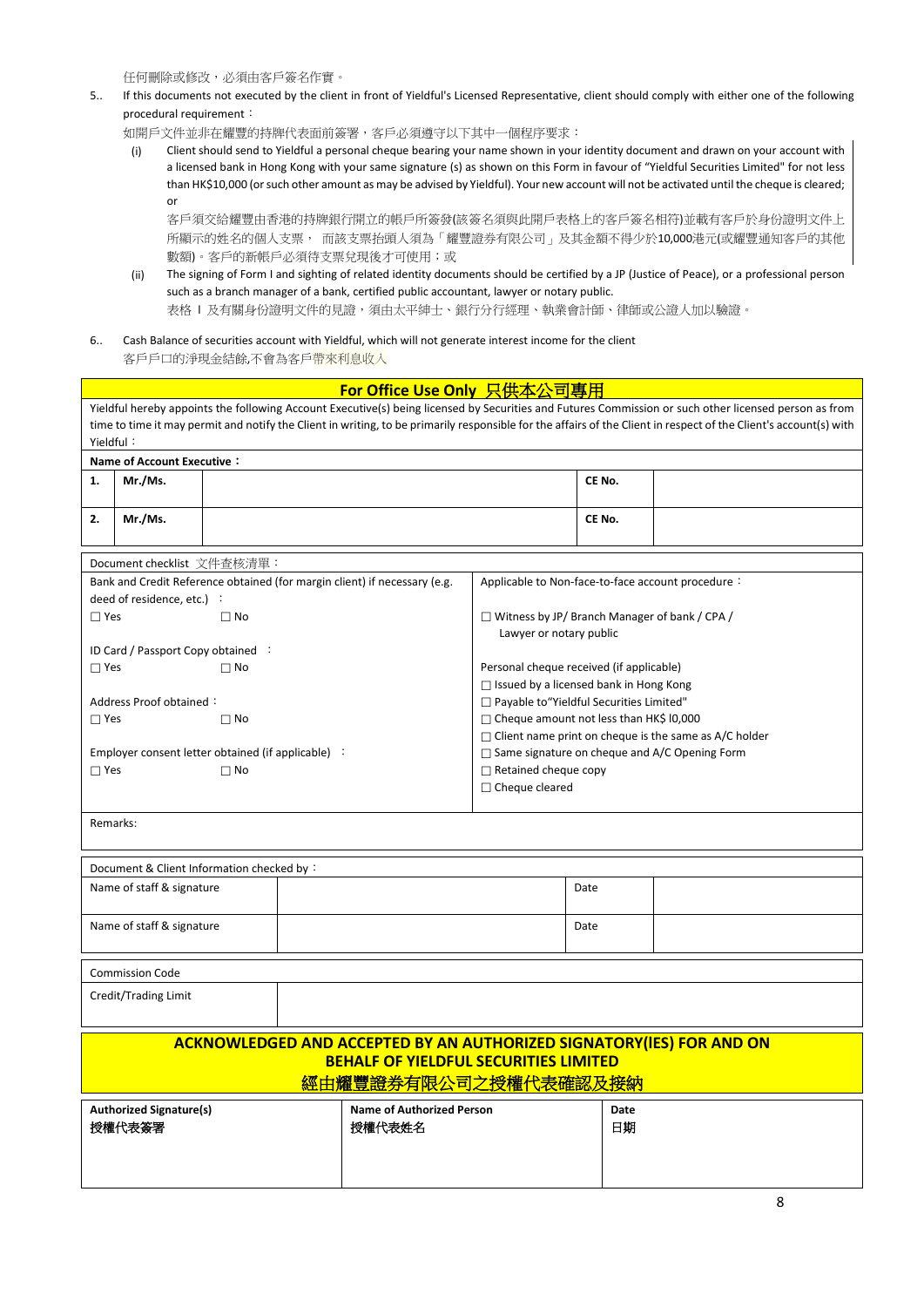任何刪除或修改，必須由客戶簽名作實。

5.. If this documents not executed by the client in front of Yieldful's Licensed Representative, client should comply with either one of the following procedural requirement：

如開戶文件並非在耀豐的持牌代表面前簽署，客戶必須遵守以下其中一個程序要求：

(i) Client should send to Yieldful a personal cheque bearing your name shown in your identity document and drawn on your account with a licensed bank in Hong Kong with your same signature (s) as shown on this Form in favour of "Yieldful Securities Limited" for not less than HK$10,000 (or such other amount as may be advised by Yieldful). Your new account will not be activated until the cheque is cleared; or

客戶須交給耀豐由香港的持牌銀行開立的帳戶所簽發(該簽名須與此開戶表格上的客戶簽名相符)並載有客戶於身份證明文件上所顯示的姓名的個人支票， 而該支票抬頭人須為「耀豐證券有限公司」及其金額不得少於10,000港元(或耀豐通知客戶的其他數額)。客戶的新帳戶必須待支票兌現後才可使用；或

(ii) The signing of Form I and sighting of related identity documents should be certified by a JP (Justice of Peace), or a professional person such as a branch manager of a bank, certified public accountant, lawyer or notary public.

表格 I 及有關身份證明文件的見證，須由太平紳士、銀行分行經理、執業會計師、律師或公證人加以驗證。

6.. Cash Balance of securities account with Yieldful, which will not generate interest income for the client

客戶戶口的淨現金結餘,不會為客戶帶來利息收入

## For Office Use Only 只供本公司專用

Yieldful hereby appoints the following Account Executive(s) being licensed by Securities and Futures Commission or such other licensed person as from time to time it may permit and notify the Client in writing, to be primarily responsible for the affairs of the Client in respect of the Client's account(s) with Yieldful：

**Name of Account Executive：**

| | | | | |
|---|---|---|---|---|
| **1.** | **Mr./Ms.** | | **CE No.** | |
| **2.** | **Mr./Ms.** | | **CE No.** | |

Document checklist 文件查核清單：

| | |
|---|---|
| Bank and Credit Reference obtained (for margin client) if necessary (e.g. deed of residence, etc.) ：<br>☐ Yes ☐ No<br><br>ID Card / Passport Copy obtained ：<br>☐ Yes ☐ No<br><br>Address Proof obtained：<br>☐ Yes ☐ No<br><br>Employer consent letter obtained (if applicable) ：<br>☐ Yes ☐ No | Applicable to Non-face-to-face account procedure：<br><br>☐ Witness by JP/ Branch Manager of bank / CPA / Lawyer or notary public<br><br>Personal cheque received (if applicable)<br>☐ Issued by a licensed bank in Hong Kong<br>☐ Payable to"Yieldful Securities Limited"<br>☐ Cheque amount not less than HK$ I0,000<br>☐ Client name print on cheque is the same as A/C holder<br>☐ Same signature on cheque and A/C Opening Form<br>☐ Retained cheque copy<br>☐ Cheque cleared |

Remarks:

Document & Client Information checked by：

| | | | |
|---|---|---|---|
| Name of staff & signature | | Date | |
| Name of staff & signature | | Date | |

| | |
|---|---|
| Commission Code | |
| Credit/Trading Limit | |

## ACKNOWLEDGED AND ACCEPTED BY AN AUTHORIZED SIGNATORY(IES) FOR AND ON BEHALF OF YIELDFUL SECURITIES LIMITED
## 經由耀豐證券有限公司之授權代表確認及接納

| **Authorized Signature(s)**<br>**授權代表簽署** | **Name of Authorized Person**<br>**授權代表姓名** | **Date**<br>**日期** |
|---|---|---|
| | | |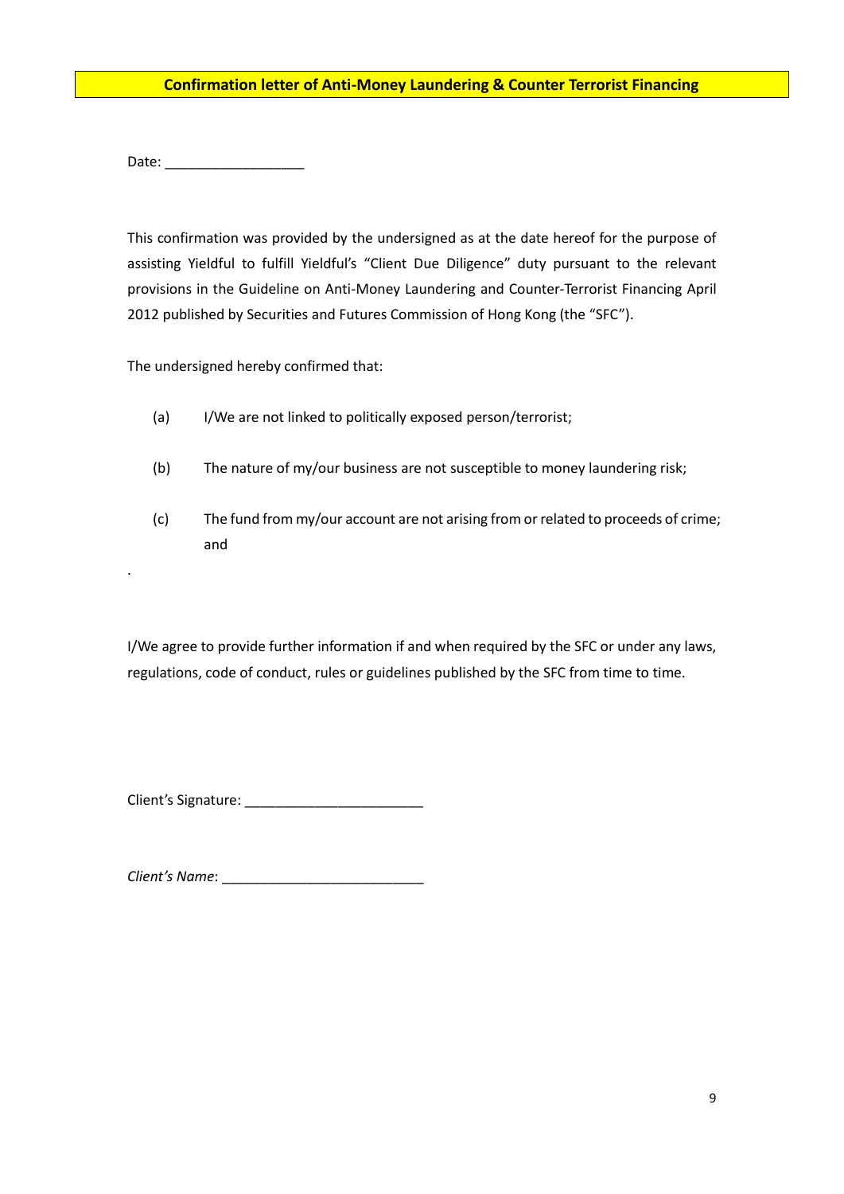**Confirmation letter of Anti-Money Laundering & Counter Terrorist Financing**

Date: ___________________

This confirmation was provided by the undersigned as at the date hereof for the purpose of assisting Yieldful to fulfill Yieldful's "Client Due Diligence" duty pursuant to the relevant provisions in the Guideline on Anti-Money Laundering and Counter-Terrorist Financing April 2012 published by Securities and Futures Commission of Hong Kong (the "SFC").

The undersigned hereby confirmed that:

(a) I/We are not linked to politically exposed person/terrorist;

(b) The nature of my/our business are not susceptible to money laundering risk;

(c) The fund from my/our account are not arising from or related to proceeds of crime; and

.

I/We agree to provide further information if and when required by the SFC or under any laws, regulations, code of conduct, rules or guidelines published by the SFC from time to time.

Client's Signature: ________________________

*Client's Name*: ___________________________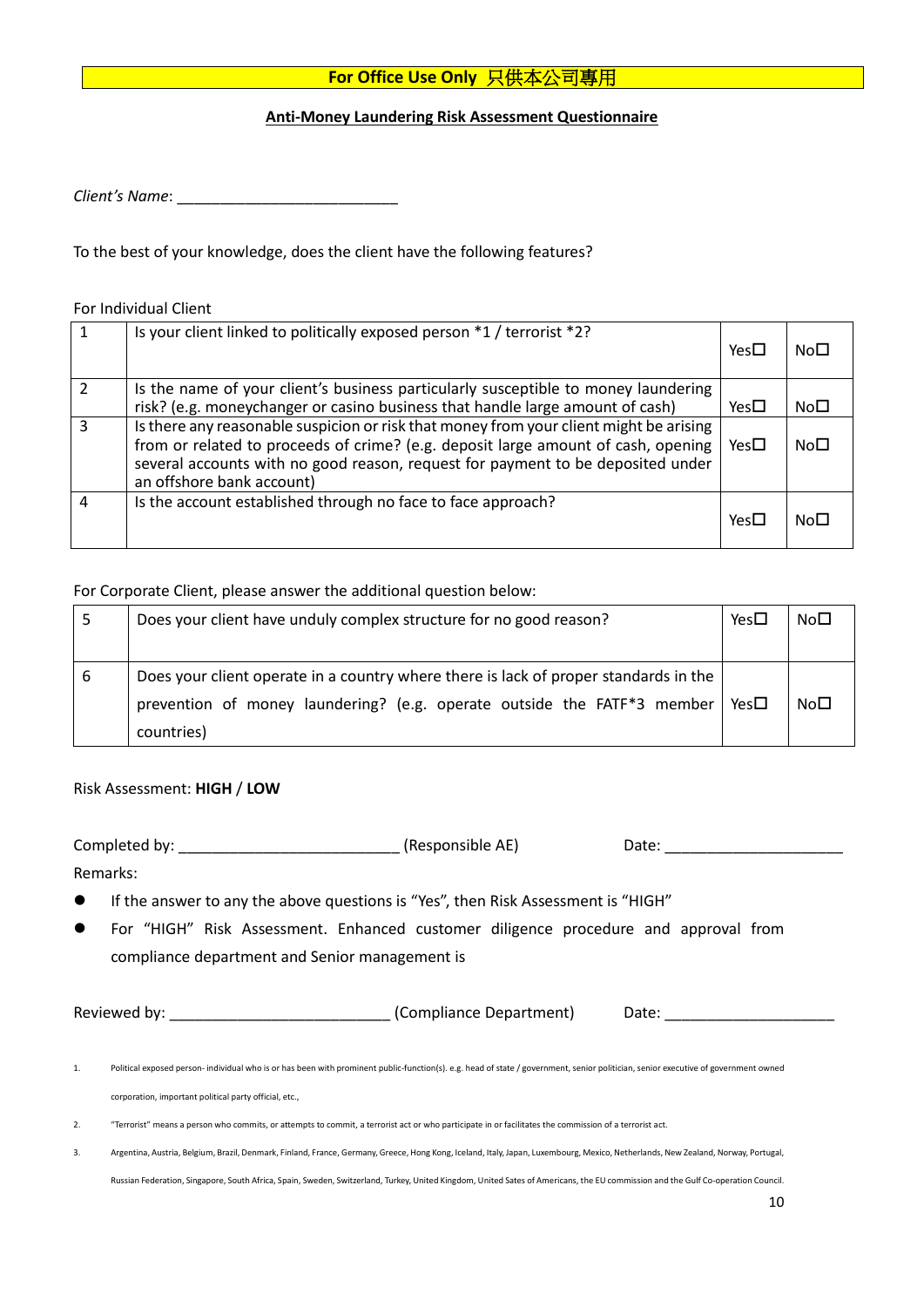**For Office Use Only 只供本公司專用**

**Anti-Money Laundering Risk Assessment Questionnaire**

*Client's Name*: ___________________________

To the best of your knowledge, does the client have the following features?

For Individual Client

| | | | |
|---|---|---|---|
| 1 | Is your client linked to politically exposed person *1 / terrorist *2? | Yes☐ | No☐ |
| 2 | Is the name of your client's business particularly susceptible to money laundering risk? (e.g. moneychanger or casino business that handle large amount of cash) | Yes☐ | No☐ |
| 3 | Is there any reasonable suspicion or risk that money from your client might be arising from or related to proceeds of crime? (e.g. deposit large amount of cash, opening several accounts with no good reason, request for payment to be deposited under an offshore bank account) | Yes☐ | No☐ |
| 4 | Is the account established through no face to face approach? | Yes☐ | No☐ |

For Corporate Client, please answer the additional question below:

| | | | |
|---|---|---|---|
| 5 | Does your client have unduly complex structure for no good reason? | Yes☐ | No☐ |
| 6 | Does your client operate in a country where there is lack of proper standards in the prevention of money laundering? (e.g. operate outside the FATF*3 member countries) | Yes☐ | No☐ |

Risk Assessment: **HIGH** / **LOW**

Completed by: ___________________________ (Responsible AE) Date: ______________________

Remarks:

- If the answer to any the above questions is "Yes", then Risk Assessment is "HIGH"
- For "HIGH" Risk Assessment. Enhanced customer diligence procedure and approval from compliance department and Senior management is

Reviewed by: ___________________________ (Compliance Department) Date: _____________________

1. Political exposed person- individual who is or has been with prominent public-function(s). e.g. head of state / government, senior politician, senior executive of government owned corporation, important political party official, etc.,
2. "Terrorist" means a person who commits, or attempts to commit, a terrorist act or who participate in or facilitates the commission of a terrorist act.
3. Argentina, Austria, Belgium, Brazil, Denmark, Finland, France, Germany, Greece, Hong Kong, Iceland, Italy, Japan, Luxembourg, Mexico, Netherlands, New Zealand, Norway, Portugal, Russian Federation, Singapore, South Africa, Spain, Sweden, Switzerland, Turkey, United Kingdom, United Sates of Americans, the EU commission and the Gulf Co-operation Council.